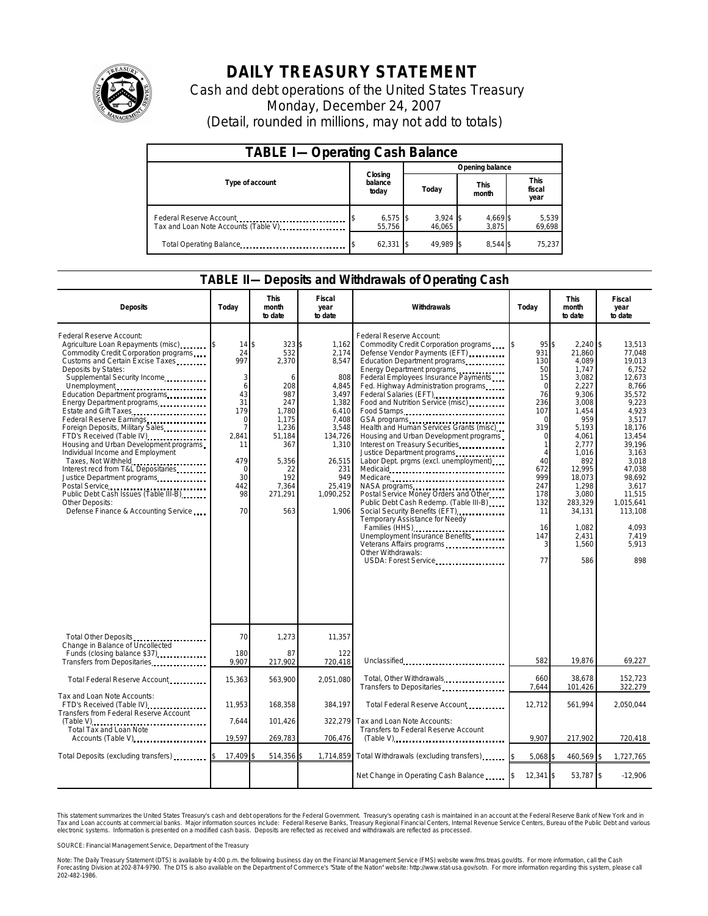# DAILY TREASURY STATEMENT

Cash and debt operations of the United States Treasury

Monday, December 24, 2007

(Detail, rounded in millions, may not add to totals)

## TABLE I— Operating Cash Balance

| Type of account | Closing balance today | Opening balance Today | Opening balance This month | Opening balance This fiscal year |
|---|---|---|---|---|
| Federal Reserve Account | $ 6,575 | $ 3,924 | $ 4,669 | $ 5,539 |
| Tax and Loan Note Accounts (Table V) | 55,756 | 46,065 | 3,875 | 69,698 |
| Total Operating Balance | $ 62,331 | $ 49,989 | $ 8,544 | $ 75,237 |

## TABLE II— Deposits and Withdrawals of Operating Cash

| Deposits | Today | This month to date | Fiscal year to date | Withdrawals | Today | This month to date | Fiscal year to date |
|---|---|---|---|---|---|---|---|
| Federal Reserve Account: | | | | Federal Reserve Account: | | | |
| Agriculture Loan Repayments (misc) | $ 14 | $ 323 | $ 1,162 | Commodity Credit Corporation programs | $ 95 | $ 2,240 | $ 13,513 |
| Commodity Credit Corporation programs | 24 | 532 | 2,174 | Defense Vendor Payments (EFT) | 931 | 21,860 | 77,048 |
| Customs and Certain Excise Taxes | 997 | 2,370 | 8,547 | Education Department programs | 130 | 4,089 | 19,013 |
| Deposits by States: | | | | Energy Department programs | 50 | 1,747 | 6,752 |
| Supplemental Security Income | 3 | 6 | 808 | Federal Employees Insurance Payments | 15 | 3,082 | 12,673 |
| Unemployment | 6 | 208 | 4,845 | Fed. Highway Administration programs | 0 | 2,227 | 8,766 |
| Education Department programs | 43 | 987 | 3,497 | Federal Salaries (EFT) | 76 | 9,306 | 35,572 |
| Energy Department programs | 31 | 247 | 1,382 | Food and Nutrition Service (misc) | 236 | 3,008 | 9,223 |
| Estate and Gift Taxes | 179 | 1,780 | 6,410 | Food Stamps | 107 | 1,454 | 4,923 |
| Federal Reserve Earnings | 0 | 1,175 | 7,408 | GSA programs | 0 | 959 | 3,517 |
| Foreign Deposits, Military Sales | 7 | 1,236 | 3,548 | Health and Human Services Grants (misc) | 319 | 5,193 | 18,176 |
| FTD's Received (Table IV) | 2,841 | 51,184 | 134,726 | Housing and Urban Development programs | 0 | 4,061 | 13,454 |
| Housing and Urban Development programs | 11 | 367 | 1,310 | Interest on Treasury Securities | 1 | 2,777 | 39,196 |
| Individual Income and Employment | | | | Justice Department programs | 4 | 1,016 | 3,163 |
| Taxes, Not Withheld | 479 | 5,356 | 26,515 | Labor Dept. prgms (excl. unemployment) | 40 | 892 | 3,018 |
| Interest recd from T&L Depositaries | 0 | 22 | 231 | Medicaid | 672 | 12,995 | 47,038 |
| Justice Department programs | 30 | 192 | 949 | Medicare | 999 | 18,073 | 98,692 |
| Postal Service | 442 | 7,364 | 25,419 | NASA programs | 247 | 1,298 | 3,617 |
| Public Debt Cash Issues (Table III-B) | 98 | 271,291 | 1,090,252 | Postal Service Money Orders and Other | 178 | 3,080 | 11,515 |
| Other Deposits: | | | | Public Debt Cash Redemp. (Table III-B) | 132 | 283,329 | 1,015,641 |
| Defense Finance & Accounting Service | 70 | 563 | 1,906 | Social Security Benefits (EFT) | 11 | 34,131 | 113,108 |
| | | | | Temporary Assistance for Needy Families (HHS) | 16 | 1,082 | 4,093 |
| | | | | Unemployment Insurance Benefits | 147 | 2,431 | 7,419 |
| | | | | Veterans Affairs programs | 3 | 1,560 | 5,913 |
| | | | | Other Withdrawals: | | | |
| | | | | USDA: Forest Service | 77 | 586 | 898 |
| Total Other Deposits | 70 | 1,273 | 11,357 | | | | |
| Change in Balance of Uncollected Funds (closing balance $37) | 180 | 87 | 122 | | | | |
| Transfers from Depositaries | 9,907 | 217,902 | 720,418 | Unclassified | 582 | 19,876 | 69,227 |
| Total Federal Reserve Account | 15,363 | 563,900 | 2,051,080 | Total, Other Withdrawals | 660 | 38,678 | 152,723 |
| | | | | Transfers to Depositaries | 7,644 | 101,426 | 322,279 |
| Tax and Loan Note Accounts: | | | | | | | |
| FTD's Received (Table IV) | 11,953 | 168,358 | 384,197 | Total Federal Reserve Account | 12,712 | 561,994 | 2,050,044 |
| Transfers from Federal Reserve Account (Table V) | 7,644 | 101,426 | 322,279 | Tax and Loan Note Accounts: | | | |
| Total Tax and Loan Note Accounts (Table V) | 19,597 | 269,783 | 706,476 | Transfers to Federal Reserve Account (Table V) | 9,907 | 217,902 | 720,418 |
| Total Deposits (excluding transfers) | $ 17,409 | $ 514,356 | $ 1,714,859 | Total Withdrawals (excluding transfers) | $ 5,068 | $ 460,569 | $ 1,727,765 |
| | | | | Net Change in Operating Cash Balance | $ 12,341 | $ 53,787 | $ -12,906 |

This statement summarizes the United States Treasury's cash and debt operations for the Federal Government. Treasury's operating cash is maintained in an account at the Federal Reserve Bank of New York and in Tax and Loan accounts at commercial banks. Major information sources include: Federal Reserve Banks, Treasury Regional Financial Centers, Internal Revenue Service Centers, Bureau of the Public Debt and various electronic systems. Information is presented on a modified cash basis. Deposits are reflected as received and withdrawals are reflected as processed.

SOURCE: Financial Management Service, Department of the Treasury

Note: The Daily Treasury Statement (DTS) is available by 4:00 p.m. the following business day on the Financial Management Service (FMS) website www.fms.treas.gov/dts. For more information, call the Cash Forecasting Division at 202-874-9790. The DTS is also available on the Department of Commerce's "State of the Nation" website: http://www.stat-usa.gov/sotn. For more information regarding this system, please call 202-482-1986.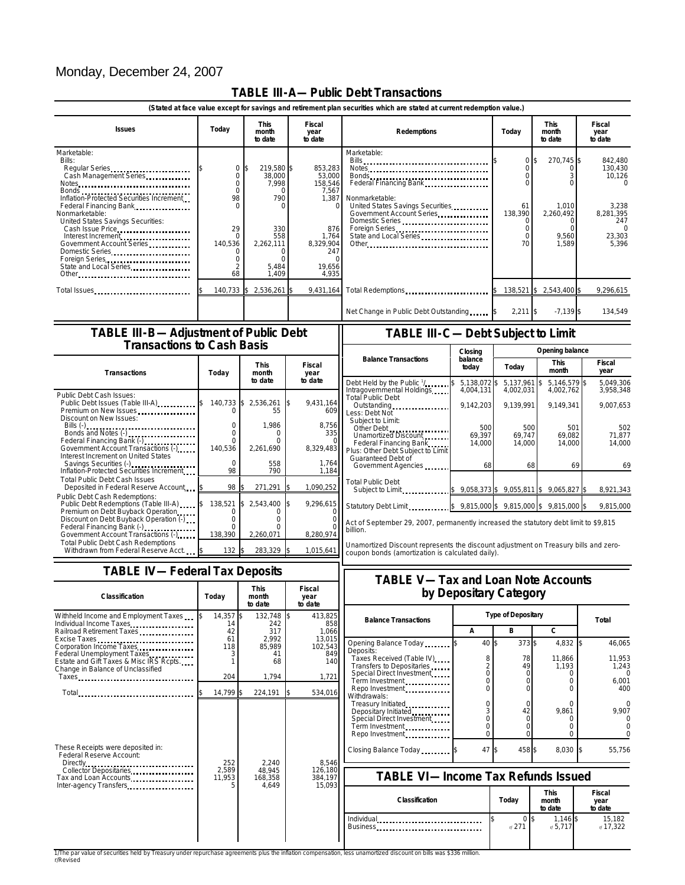Monday, December 24, 2007

## TABLE III-A— Public Debt Transactions

(Stated at face value except for savings and retirement plan securities which are stated at current redemption value.)

| Issues | Today | This month to date | Fiscal year to date | Redemptions | Today | This month to date | Fiscal year to date |
|---|---|---|---|---|---|---|---|
| Marketable: | | | | Marketable: | | | |
| Bills: | | | | Bills | $ 0 | $ 270,745 | $ 842,480 |
| Regular Series | $ 0 | $ 219,580 | $ 853,283 | Notes | 0 | 0 | 130,430 |
| Cash Management Series | 0 | 38,000 | 53,000 | Bonds | 0 | 3 | 10,126 |
| Notes | 0 | 7,998 | 158,546 | Federal Financing Bank | 0 | 0 | 0 |
| Bonds | 0 | 0 | 7,567 | | | | |
| Inflation-Protected Securities Increment | 98 | 790 | 1,387 | Nonmarketable: | | | |
| Federal Financing Bank | 0 | 0 | 0 | United States Savings Securities | 61 | 1,010 | 3,238 |
| Nonmarketable: | | | | Government Account Series | 138,390 | 2,260,492 | 8,281,395 |
| United States Savings Securities: | | | | Domestic Series | 0 | 0 | 247 |
| Cash Issue Price | 29 | 330 | 876 | Foreign Series | 0 | 0 | 0 |
| Interest Increment | 0 | 558 | 1,764 | State and Local Series | 0 | 9,560 | 23,303 |
| Government Account Series | 140,536 | 2,262,111 | 8,329,904 | Other | 70 | 1,589 | 5,396 |
| Domestic Series | 0 | 0 | 247 | | | | |
| Foreign Series | 0 | 0 | 0 | | | | |
| State and Local Series | 2 | 5,484 | 19,656 | | | | |
| Other | 68 | 1,409 | 4,935 | | | | |
| Total Issues | $ 140,733 | $ 2,536,261 | $ 9,431,164 | Total Redemptions | $ 138,521 | $ 2,543,400 | $ 9,296,615 |
| | | | | Net Change in Public Debt Outstanding | $ 2,211 | $ -7,139 | $ 134,549 |

## TABLE III-B— Adjustment of Public Debt Transactions to Cash Basis

| Transactions | Today | This month to date | Fiscal year to date |
|---|---|---|---|
| Public Debt Cash Issues: | | | |
| Public Debt Issues (Table III-A) | $ 140,733 | $ 2,536,261 | $ 9,431,164 |
| Premium on New Issues | 0 | 55 | 609 |
| Discount on New Issues: | | | |
| Bills (-) | 0 | 1,986 | 8,756 |
| Bonds and Notes (-) | 0 | 0 | 335 |
| Federal Financing Bank (-) | 0 | 0 | 0 |
| Government Account Transactions (-) | 140,536 | 2,261,690 | 8,329,483 |
| Interest Increment on United States Savings Securities (-) | 0 | 558 | 1,764 |
| Inflation-Protected Securities Increment | 98 | 790 | 1,184 |
| Total Public Debt Cash Issues Deposited in Federal Reserve Account | $ 98 | $ 271,291 | $ 1,090,252 |
| Public Debt Cash Redemptions: | | | |
| Public Debt Redemptions (Table III-A) | $ 138,521 | $ 2,543,400 | $ 9,296,615 |
| Premium on Debt Buyback Operation | 0 | 0 | 0 |
| Discount on Debt Buyback Operation (-) | 0 | 0 | 0 |
| Federal Financing Bank (-) | 0 | 0 | 0 |
| Government Account Transactions (-) | 138,390 | 2,260,071 | 8,280,974 |
| Total Public Debt Cash Redemptions Withdrawn from Federal Reserve Acct. | $ 132 | $ 283,329 | $ 1,015,641 |

## TABLE III-C— Debt Subject to Limit

| Balance Transactions | Closing balance today | Opening balance Today | Opening balance This month | Opening balance Fiscal year |
|---|---|---|---|---|
| Debt Held by the Public [1] | $ 5,138,072 | $ 5,137,961 | $ 5,146,579 | $ 5,049,306 |
| Intragovernmental Holdings | 4,004,131 | 4,002,031 | 4,002,762 | 3,958,348 |
| Total Public Debt Outstanding | 9,142,203 | 9,139,991 | 9,149,341 | 9,007,653 |
| Less: Debt Not Subject to Limit: | | | | |
| Other Debt | 500 | 500 | 501 | 502 |
| Unamortized Discount | 69,397 | 69,747 | 69,082 | 71,877 |
| Federal Financing Bank | 14,000 | 14,000 | 14,000 | 14,000 |
| Plus: Other Debt Subject to Limit Guaranteed Debt of Government Agencies | 68 | 68 | 69 | 69 |
| Total Public Debt Subject to Limit | $ 9,058,373 | $ 9,055,811 | $ 9,065,827 | $ 8,921,343 |
| Statutory Debt Limit | $ 9,815,000 | $ 9,815,000 | $ 9,815,000 | $ 9,815,000 |

Act of September 29, 2007, permanently increased the statutory debt limit to $9,815 billion.

Unamortized Discount represents the discount adjustment on Treasury bills and zero-coupon bonds (amortization is calculated daily).

## TABLE IV— Federal Tax Deposits

| Classification | Today | This month to date | Fiscal year to date |
|---|---|---|---|
| Withheld Income and Employment Taxes | $ 14,357 | $ 132,748 | $ 413,825 |
| Individual Income Taxes | 14 | 242 | 858 |
| Railroad Retirement Taxes | 42 | 317 | 1,066 |
| Excise Taxes | 61 | 2,992 | 13,015 |
| Corporation Income Taxes | 118 | 85,989 | 102,543 |
| Federal Unemployment Taxes | 3 | 41 | 849 |
| Estate and Gift Taxes & Misc IRS Rcpts. | 1 | 68 | 140 |
| Change in Balance of Unclassified Taxes | 204 | 1,794 | 1,721 |
| Total | $ 14,799 | $ 224,191 | $ 534,016 |
| These Receipts were deposited in: | | | |
| Federal Reserve Account: | | | |
| Directly | 252 | 2,240 | 8,546 |
| Collector Depositaries | 2,589 | 48,945 | 126,180 |
| Tax and Loan Accounts | 11,953 | 168,358 | 384,197 |
| Inter-agency Transfers | 5 | 4,649 | 15,093 |

## TABLE V— Tax and Loan Note Accounts by Depositary Category

| Balance Transactions | Type of Depositary A | Type of Depositary B | Type of Depositary C | Total |
|---|---|---|---|---|
| Opening Balance Today | $ 40 | $ 373 | $ 4,832 | $ 46,065 |
| Deposits: | | | | |
| Taxes Received (Table IV) | 8 | 78 | 11,866 | 11,953 |
| Transfers to Depositaries | 2 | 49 | 1,193 | 1,243 |
| Special Direct Investment | 0 | 0 | 0 | 0 |
| Term Investment | 0 | 0 | 0 | 6,001 |
| Repo Investment | 0 | 0 | 0 | 400 |
| Withdrawals: | | | | |
| Treasury Initiated | 0 | 0 | 0 | 0 |
| Depositary Initiated | 3 | 42 | 9,861 | 9,907 |
| Special Direct Investment | 0 | 0 | 0 | 0 |
| Term Investment | 0 | 0 | 0 | 0 |
| Repo Investment | 0 | 0 | 0 | 0 |
| Closing Balance Today | $ 47 | $ 458 | $ 8,030 | $ 55,756 |

## TABLE VI— Income Tax Refunds Issued

| Classification | Today | This month to date | Fiscal year to date |
|---|---|---|---|
| Individual | $ 0 | $ 1,146 | $ 15,182 |
| Business | r/ 271 | r/ 5,717 | r/ 17,322 |

1/The par value of securities held by Treasury under repurchase agreements plus the inflation compensation, less unamortized discount on bills was $336 million.
r/Revised